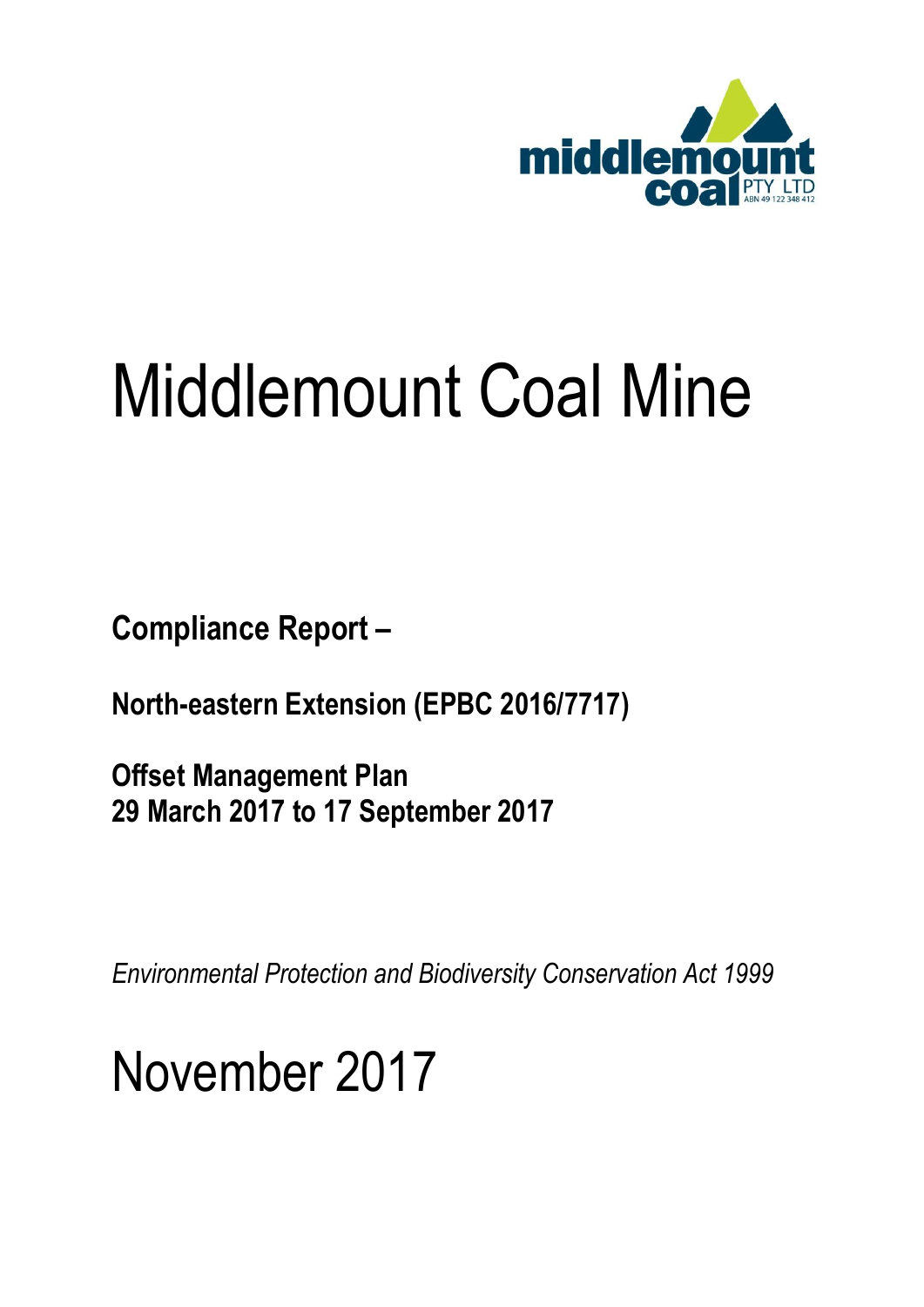middlemount coal PTY LTD
ABN 49 122 348 412

# Middlemount Coal Mine

**Compliance Report –**

**North-eastern Extension (EPBC 2016/7717)**

**Offset Management Plan**
**29 March 2017 to 17 September 2017**

*Environmental Protection and Biodiversity Conservation Act 1999*

# November 2017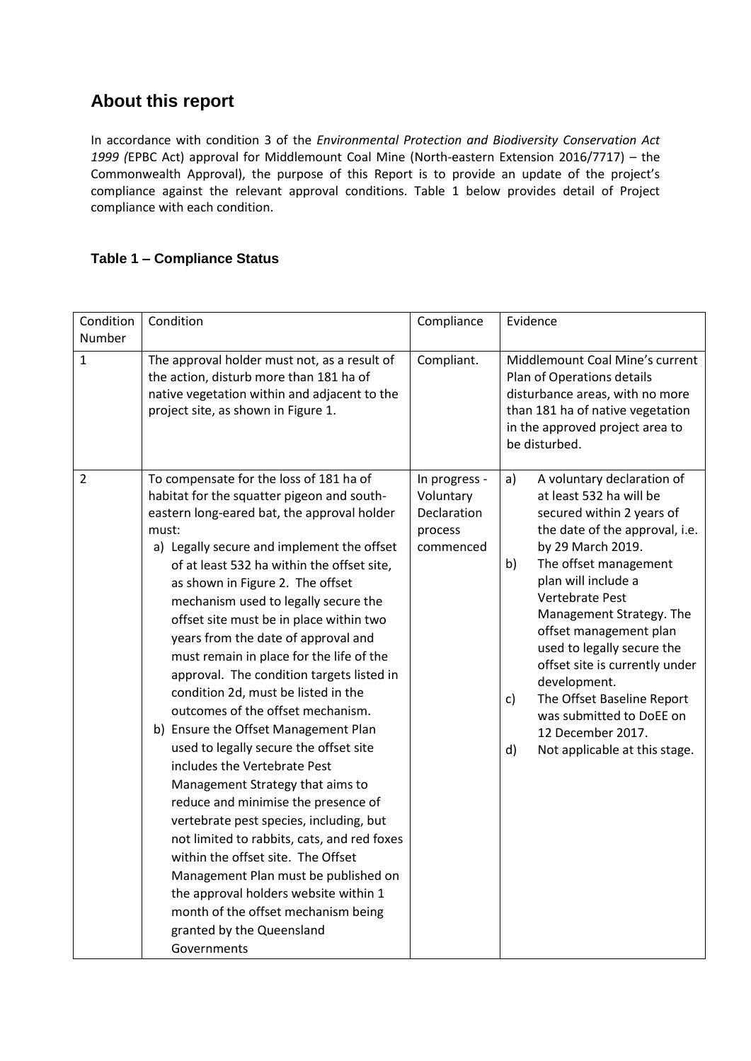## About this report

In accordance with condition 3 of the *Environmental Protection and Biodiversity Conservation Act 1999 (*EPBC Act) approval for Middlemount Coal Mine (North-eastern Extension 2016/7717) – the Commonwealth Approval), the purpose of this Report is to provide an update of the project's compliance against the relevant approval conditions. Table 1 below provides detail of Project compliance with each condition.

### Table 1 – Compliance Status

| Condition Number | Condition | Compliance | Evidence |
|---|---|---|---|
| 1 | The approval holder must not, as a result of the action, disturb more than 181 ha of native vegetation within and adjacent to the project site, as shown in Figure 1. | Compliant. | Middlemount Coal Mine's current Plan of Operations details disturbance areas, with no more than 181 ha of native vegetation in the approved project area to be disturbed. |
| 2 | To compensate for the loss of 181 ha of habitat for the squatter pigeon and south-eastern long-eared bat, the approval holder must:<br>a) Legally secure and implement the offset of at least 532 ha within the offset site, as shown in Figure 2. The offset mechanism used to legally secure the offset site must be in place within two years from the date of approval and must remain in place for the life of the approval. The condition targets listed in condition 2d, must be listed in the outcomes of the offset mechanism.<br>b) Ensure the Offset Management Plan used to legally secure the offset site includes the Vertebrate Pest Management Strategy that aims to reduce and minimise the presence of vertebrate pest species, including, but not limited to rabbits, cats, and red foxes within the offset site. The Offset Management Plan must be published on the approval holders website within 1 month of the offset mechanism being granted by the Queensland Governments | In progress - Voluntary Declaration process commenced | a) A voluntary declaration of at least 532 ha will be secured within 2 years of the date of the approval, i.e. by 29 March 2019.<br>b) The offset management plan will include a Vertebrate Pest Management Strategy. The offset management plan used to legally secure the offset site is currently under development.<br>c) The Offset Baseline Report was submitted to DoEE on 12 December 2017.<br>d) Not applicable at this stage. |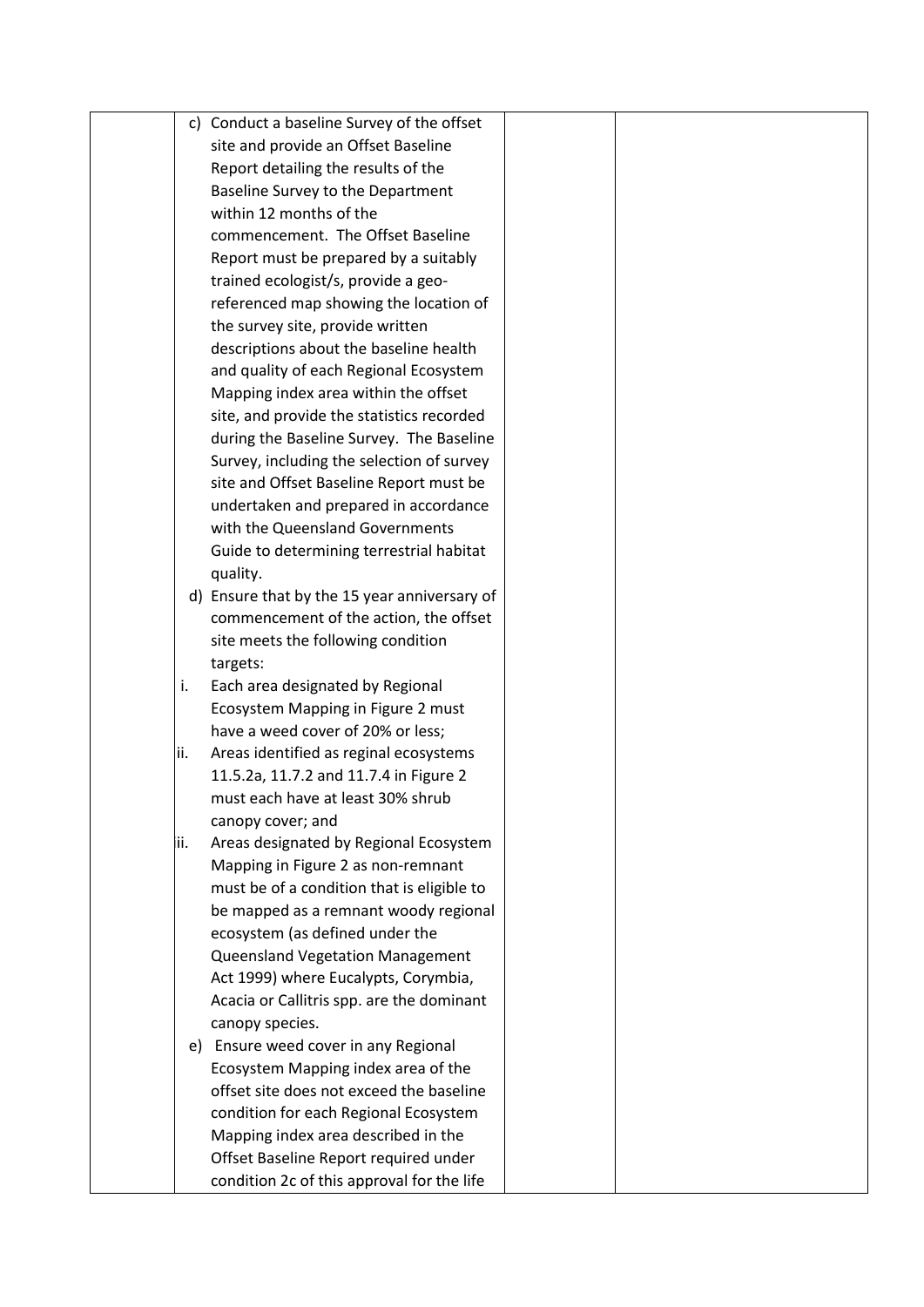| | | | |
|---|---|---|---|
| | c) Conduct a baseline Survey of the offset site and provide an Offset Baseline Report detailing the results of the Baseline Survey to the Department within 12 months of the commencement. The Offset Baseline Report must be prepared by a suitably trained ecologist/s, provide a geo-referenced map showing the location of the survey site, provide written descriptions about the baseline health and quality of each Regional Ecosystem Mapping index area within the offset site, and provide the statistics recorded during the Baseline Survey. The Baseline Survey, including the selection of survey site and Offset Baseline Report must be undertaken and prepared in accordance with the Queensland Governments Guide to determining terrestrial habitat quality.<br>d) Ensure that by the 15 year anniversary of commencement of the action, the offset site meets the following condition targets:<br>i. Each area designated by Regional Ecosystem Mapping in Figure 2 must have a weed cover of 20% or less;<br>ii. Areas identified as reginal ecosystems 11.5.2a, 11.7.2 and 11.7.4 in Figure 2 must each have at least 30% shrub canopy cover; and<br>ii. Areas designated by Regional Ecosystem Mapping in Figure 2 as non-remnant must be of a condition that is eligible to be mapped as a remnant woody regional ecosystem (as defined under the Queensland Vegetation Management Act 1999) where Eucalypts, Corymbia, Acacia or Callitris spp. are the dominant canopy species.<br>e) Ensure weed cover in any Regional Ecosystem Mapping index area of the offset site does not exceed the baseline condition for each Regional Ecosystem Mapping index area described in the Offset Baseline Report required under condition 2c of this approval for the life | | |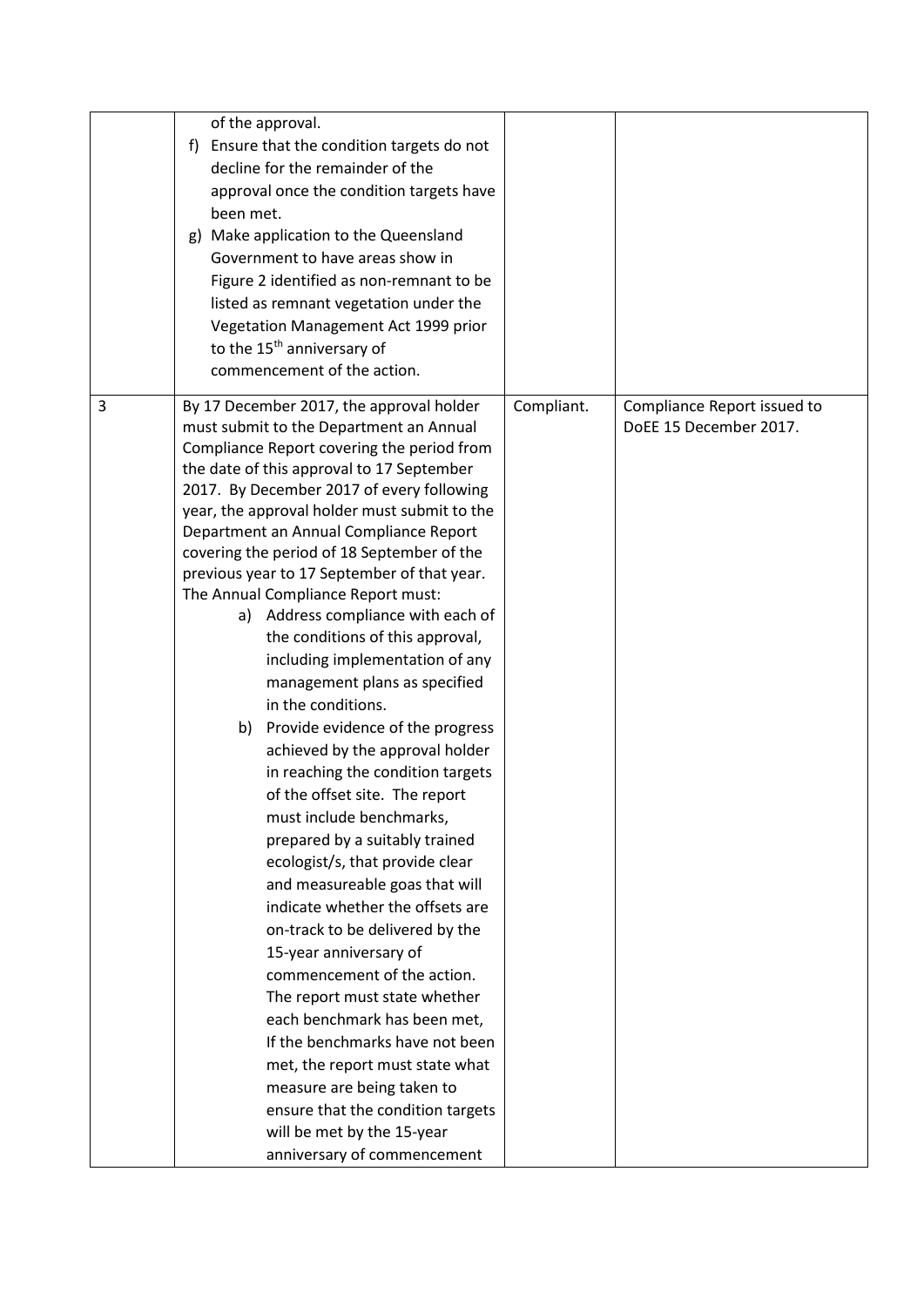| | | | |
|---|---|---|---|
| | of the approval.<br>f) Ensure that the condition targets do not decline for the remainder of the approval once the condition targets have been met.<br>g) Make application to the Queensland Government to have areas show in Figure 2 identified as non-remnant to be listed as remnant vegetation under the Vegetation Management Act 1999 prior to the 15th anniversary of commencement of the action. | | |
| 3 | By 17 December 2017, the approval holder must submit to the Department an Annual Compliance Report covering the period from the date of this approval to 17 September 2017. By December 2017 of every following year, the approval holder must submit to the Department an Annual Compliance Report covering the period of 18 September of the previous year to 17 September of that year. The Annual Compliance Report must:<br>a) Address compliance with each of the conditions of this approval, including implementation of any management plans as specified in the conditions.<br>b) Provide evidence of the progress achieved by the approval holder in reaching the condition targets of the offset site. The report must include benchmarks, prepared by a suitably trained ecologist/s, that provide clear and measureable goas that will indicate whether the offsets are on-track to be delivered by the 15-year anniversary of commencement of the action. The report must state whether each benchmark has been met, If the benchmarks have not been met, the report must state what measure are being taken to ensure that the condition targets will be met by the 15-year anniversary of commencement | Compliant. | Compliance Report issued to DoEE 15 December 2017. |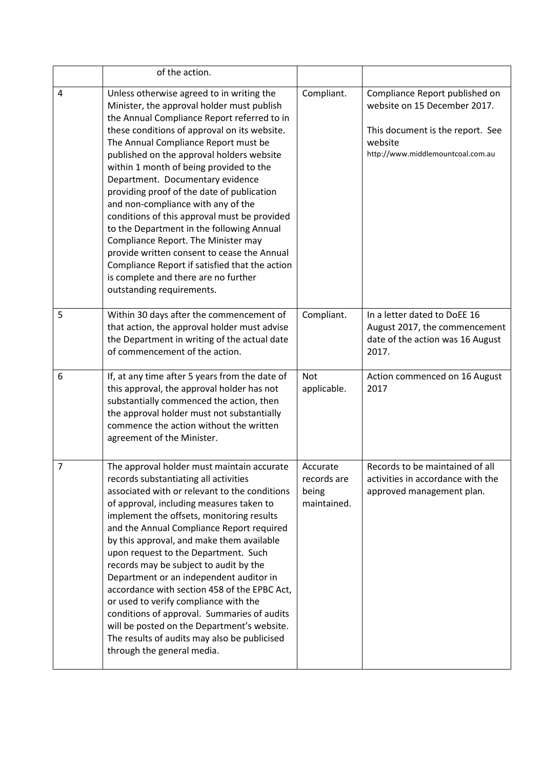| | | | |
|---|---|---|---|
| | of the action. | | |
| 4 | Unless otherwise agreed to in writing the Minister, the approval holder must publish the Annual Compliance Report referred to in these conditions of approval on its website. The Annual Compliance Report must be published on the approval holders website within 1 month of being provided to the Department. Documentary evidence providing proof of the date of publication and non-compliance with any of the conditions of this approval must be provided to the Department in the following Annual Compliance Report. The Minister may provide written consent to cease the Annual Compliance Report if satisfied that the action is complete and there are no further outstanding requirements. | Compliant. | Compliance Report published on website on 15 December 2017.<br><br>This document is the report. See website http://www.middlemountcoal.com.au |
| 5 | Within 30 days after the commencement of that action, the approval holder must advise the Department in writing of the actual date of commencement of the action. | Compliant. | In a letter dated to DoEE 16 August 2017, the commencement date of the action was 16 August 2017. |
| 6 | If, at any time after 5 years from the date of this approval, the approval holder has not substantially commenced the action, then the approval holder must not substantially commence the action without the written agreement of the Minister. | Not applicable. | Action commenced on 16 August 2017 |
| 7 | The approval holder must maintain accurate records substantiating all activities associated with or relevant to the conditions of approval, including measures taken to implement the offsets, monitoring results and the Annual Compliance Report required by this approval, and make them available upon request to the Department. Such records may be subject to audit by the Department or an independent auditor in accordance with section 458 of the EPBC Act, or used to verify compliance with the conditions of approval. Summaries of audits will be posted on the Department's website. The results of audits may also be publicised through the general media. | Accurate records are being maintained. | Records to be maintained of all activities in accordance with the approved management plan. |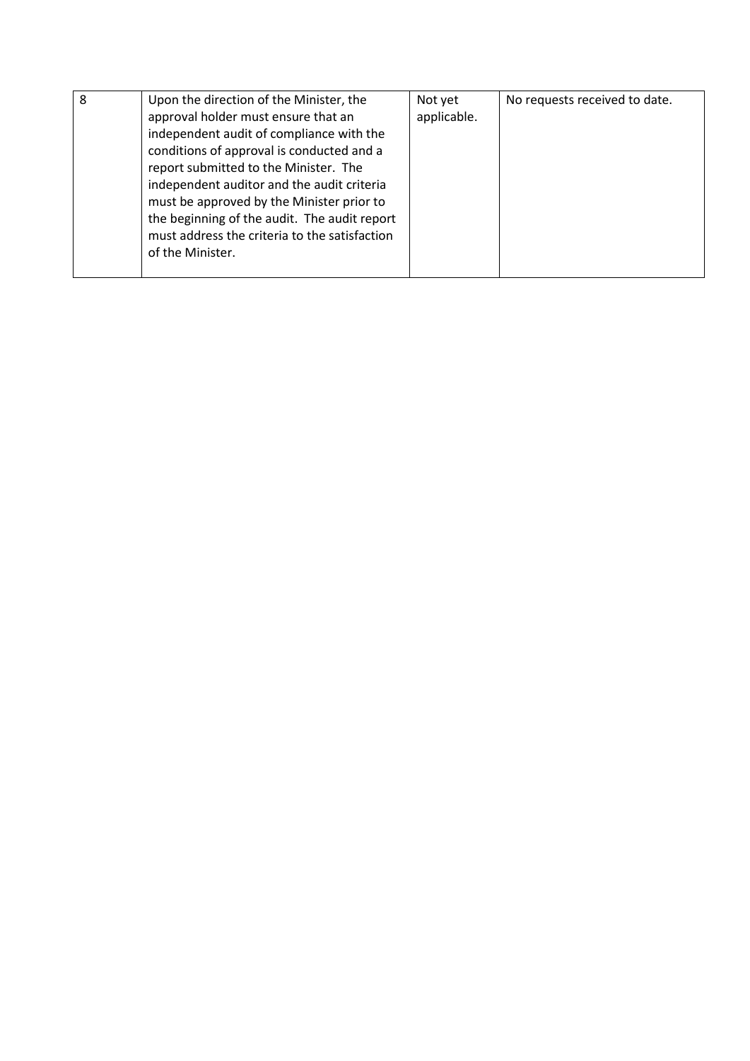| | | | |
|---|---|---|---|
| 8 | Upon the direction of the Minister, the approval holder must ensure that an independent audit of compliance with the conditions of approval is conducted and a report submitted to the Minister. The independent auditor and the audit criteria must be approved by the Minister prior to the beginning of the audit. The audit report must address the criteria to the satisfaction of the Minister. | Not yet applicable. | No requests received to date. |